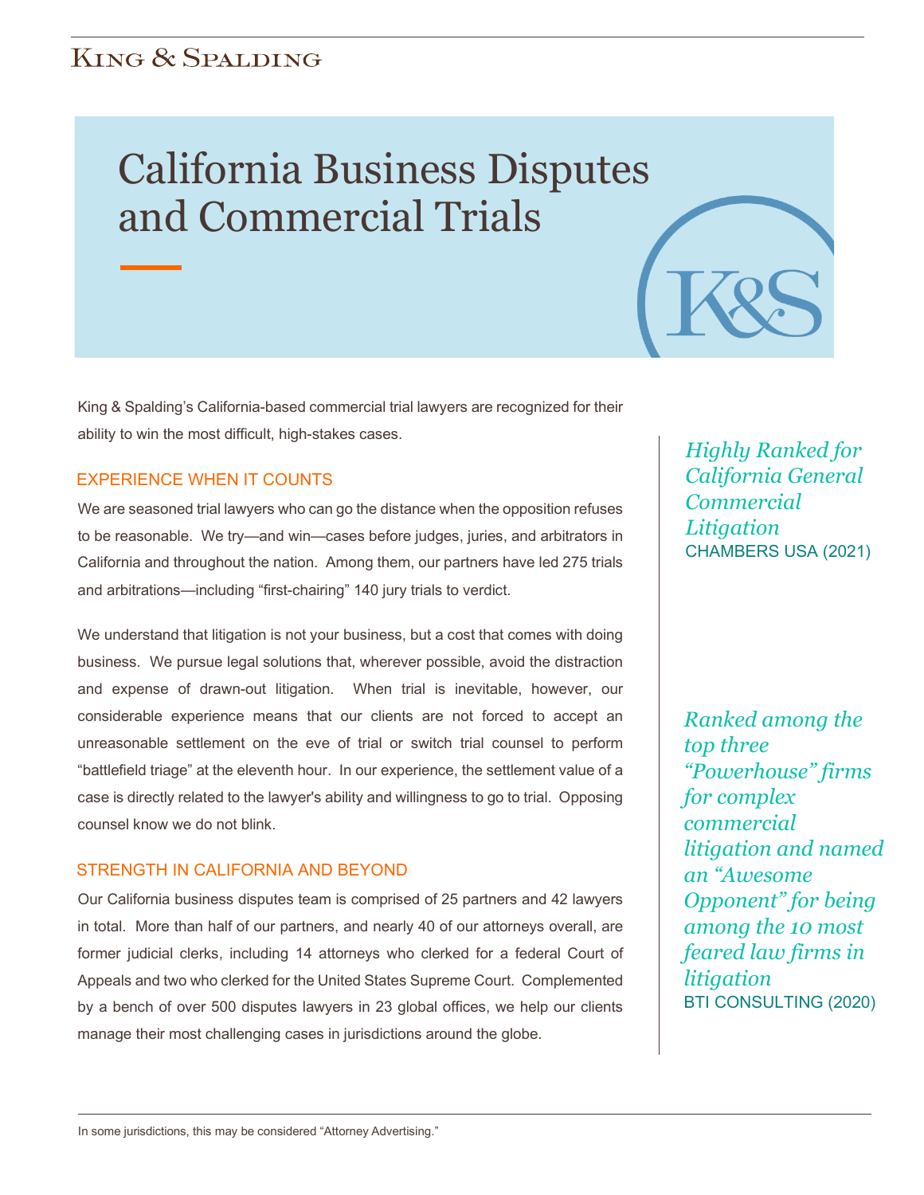King & Spalding

# California Business Disputes and Commercial Trials

King & Spalding's California-based commercial trial lawyers are recognized for their ability to win the most difficult, high-stakes cases.

## EXPERIENCE WHEN IT COUNTS

We are seasoned trial lawyers who can go the distance when the opposition refuses to be reasonable. We try—and win—cases before judges, juries, and arbitrators in California and throughout the nation. Among them, our partners have led 275 trials and arbitrations—including "first-chairing" 140 jury trials to verdict.

We understand that litigation is not your business, but a cost that comes with doing business. We pursue legal solutions that, wherever possible, avoid the distraction and expense of drawn-out litigation. When trial is inevitable, however, our considerable experience means that our clients are not forced to accept an unreasonable settlement on the eve of trial or switch trial counsel to perform "battlefield triage" at the eleventh hour. In our experience, the settlement value of a case is directly related to the lawyer's ability and willingness to go to trial. Opposing counsel know we do not blink.

## STRENGTH IN CALIFORNIA AND BEYOND

Our California business disputes team is comprised of 25 partners and 42 lawyers in total. More than half of our partners, and nearly 40 of our attorneys overall, are former judicial clerks, including 14 attorneys who clerked for a federal Court of Appeals and two who clerked for the United States Supreme Court. Complemented by a bench of over 500 disputes lawyers in 23 global offices, we help our clients manage their most challenging cases in jurisdictions around the globe.

*Highly Ranked for California General Commercial Litigation*
CHAMBERS USA (2021)

*Ranked among the top three "Powerhouse" firms for complex commercial litigation and named an "Awesome Opponent" for being among the 10 most feared law firms in litigation*
BTI CONSULTING (2020)

In some jurisdictions, this may be considered "Attorney Advertising."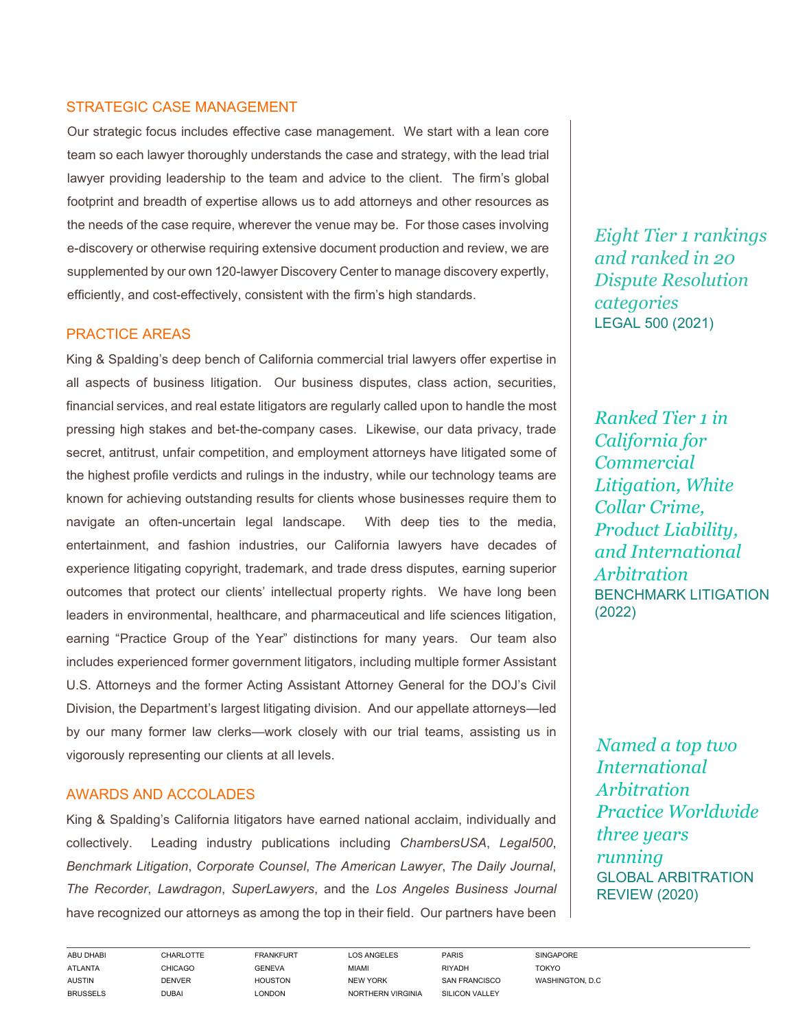## STRATEGIC CASE MANAGEMENT

Our strategic focus includes effective case management. We start with a lean core team so each lawyer thoroughly understands the case and strategy, with the lead trial lawyer providing leadership to the team and advice to the client. The firm's global footprint and breadth of expertise allows us to add attorneys and other resources as the needs of the case require, wherever the venue may be. For those cases involving e-discovery or otherwise requiring extensive document production and review, we are supplemented by our own 120-lawyer Discovery Center to manage discovery expertly, efficiently, and cost-effectively, consistent with the firm's high standards.

## PRACTICE AREAS

King & Spalding's deep bench of California commercial trial lawyers offer expertise in all aspects of business litigation. Our business disputes, class action, securities, financial services, and real estate litigators are regularly called upon to handle the most pressing high stakes and bet-the-company cases. Likewise, our data privacy, trade secret, antitrust, unfair competition, and employment attorneys have litigated some of the highest profile verdicts and rulings in the industry, while our technology teams are known for achieving outstanding results for clients whose businesses require them to navigate an often-uncertain legal landscape. With deep ties to the media, entertainment, and fashion industries, our California lawyers have decades of experience litigating copyright, trademark, and trade dress disputes, earning superior outcomes that protect our clients' intellectual property rights. We have long been leaders in environmental, healthcare, and pharmaceutical and life sciences litigation, earning "Practice Group of the Year" distinctions for many years. Our team also includes experienced former government litigators, including multiple former Assistant U.S. Attorneys and the former Acting Assistant Attorney General for the DOJ's Civil Division, the Department's largest litigating division. And our appellate attorneys—led by our many former law clerks—work closely with our trial teams, assisting us in vigorously representing our clients at all levels.

## AWARDS AND ACCOLADES

King & Spalding's California litigators have earned national acclaim, individually and collectively. Leading industry publications including *ChambersUSA*, *Legal500*, *Benchmark Litigation*, *Corporate Counsel*, *The American Lawyer*, *The Daily Journal*, *The Recorder*, *Lawdragon*, *SuperLawyers*, and the *Los Angeles Business Journal* have recognized our attorneys as among the top in their field. Our partners have been

*Eight Tier 1 rankings and ranked in 20 Dispute Resolution categories*
LEGAL 500 (2021)

*Ranked Tier 1 in California for Commercial Litigation, White Collar Crime, Product Liability, and International Arbitration*
BENCHMARK LITIGATION (2022)

*Named a top two International Arbitration Practice Worldwide three years running*
GLOBAL ARBITRATION REVIEW (2020)

ABU DHABI · ATLANTA · AUSTIN · BRUSSELS · CHARLOTTE · CHICAGO · DENVER · DUBAI · FRANKFURT · GENEVA · HOUSTON · LONDON · LOS ANGELES · MIAMI · NEW YORK · NORTHERN VIRGINIA · PARIS · RIYADH · SAN FRANCISCO · SILICON VALLEY · SINGAPORE · TOKYO · WASHINGTON, D.C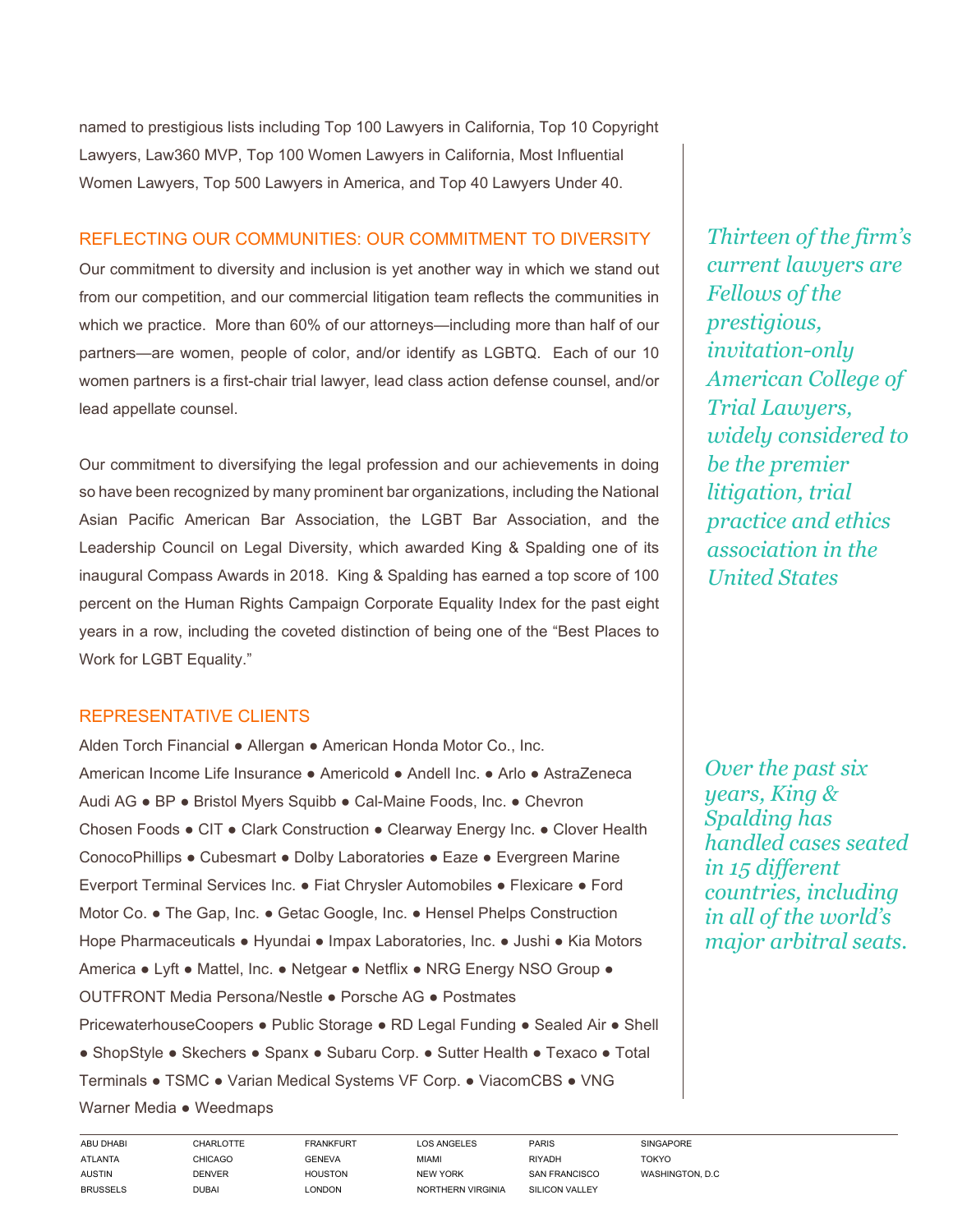named to prestigious lists including Top 100 Lawyers in California, Top 10 Copyright Lawyers, Law360 MVP, Top 100 Women Lawyers in California, Most Influential Women Lawyers, Top 500 Lawyers in America, and Top 40 Lawyers Under 40.

## REFLECTING OUR COMMUNITIES: OUR COMMITMENT TO DIVERSITY

Our commitment to diversity and inclusion is yet another way in which we stand out from our competition, and our commercial litigation team reflects the communities in which we practice. More than 60% of our attorneys—including more than half of our partners—are women, people of color, and/or identify as LGBTQ. Each of our 10 women partners is a first-chair trial lawyer, lead class action defense counsel, and/or lead appellate counsel.

Our commitment to diversifying the legal profession and our achievements in doing so have been recognized by many prominent bar organizations, including the National Asian Pacific American Bar Association, the LGBT Bar Association, and the Leadership Council on Legal Diversity, which awarded King & Spalding one of its inaugural Compass Awards in 2018. King & Spalding has earned a top score of 100 percent on the Human Rights Campaign Corporate Equality Index for the past eight years in a row, including the coveted distinction of being one of the "Best Places to Work for LGBT Equality."

*Thirteen of the firm's current lawyers are Fellows of the prestigious, invitation-only American College of Trial Lawyers, widely considered to be the premier litigation, trial practice and ethics association in the United States*

## REPRESENTATIVE CLIENTS

Alden Torch Financial ● Allergan ● American Honda Motor Co., Inc. American Income Life Insurance ● Americold ● Andell Inc. ● Arlo ● AstraZeneca Audi AG ● BP ● Bristol Myers Squibb ● Cal-Maine Foods, Inc. ● Chevron Chosen Foods ● CIT ● Clark Construction ● Clearway Energy Inc. ● Clover Health ConocoPhillips ● Cubesmart ● Dolby Laboratories ● Eaze ● Evergreen Marine Everport Terminal Services Inc. ● Fiat Chrysler Automobiles ● Flexicare ● Ford Motor Co. ● The Gap, Inc. ● Getac Google, Inc. ● Hensel Phelps Construction Hope Pharmaceuticals ● Hyundai ● Impax Laboratories, Inc. ● Jushi ● Kia Motors America ● Lyft ● Mattel, Inc. ● Netgear ● Netflix ● NRG Energy NSO Group ● OUTFRONT Media Persona/Nestle ● Porsche AG ● Postmates PricewaterhouseCoopers ● Public Storage ● RD Legal Funding ● Sealed Air ● Shell ● ShopStyle ● Skechers ● Spanx ● Subaru Corp. ● Sutter Health ● Texaco ● Total Terminals ● TSMC ● Varian Medical Systems VF Corp. ● ViacomCBS ● VNG Warner Media ● Weedmaps

*Over the past six years, King & Spalding has handled cases seated in 15 different countries, including in all of the world's major arbitral seats.*

ABU DHABI · ATLANTA · AUSTIN · BRUSSELS · CHARLOTTE · CHICAGO · DENVER · DUBAI · FRANKFURT · GENEVA · HOUSTON · LONDON · LOS ANGELES · MIAMI · NEW YORK · NORTHERN VIRGINIA · PARIS · RIYADH · SAN FRANCISCO · SILICON VALLEY · SINGAPORE · TOKYO · WASHINGTON, D.C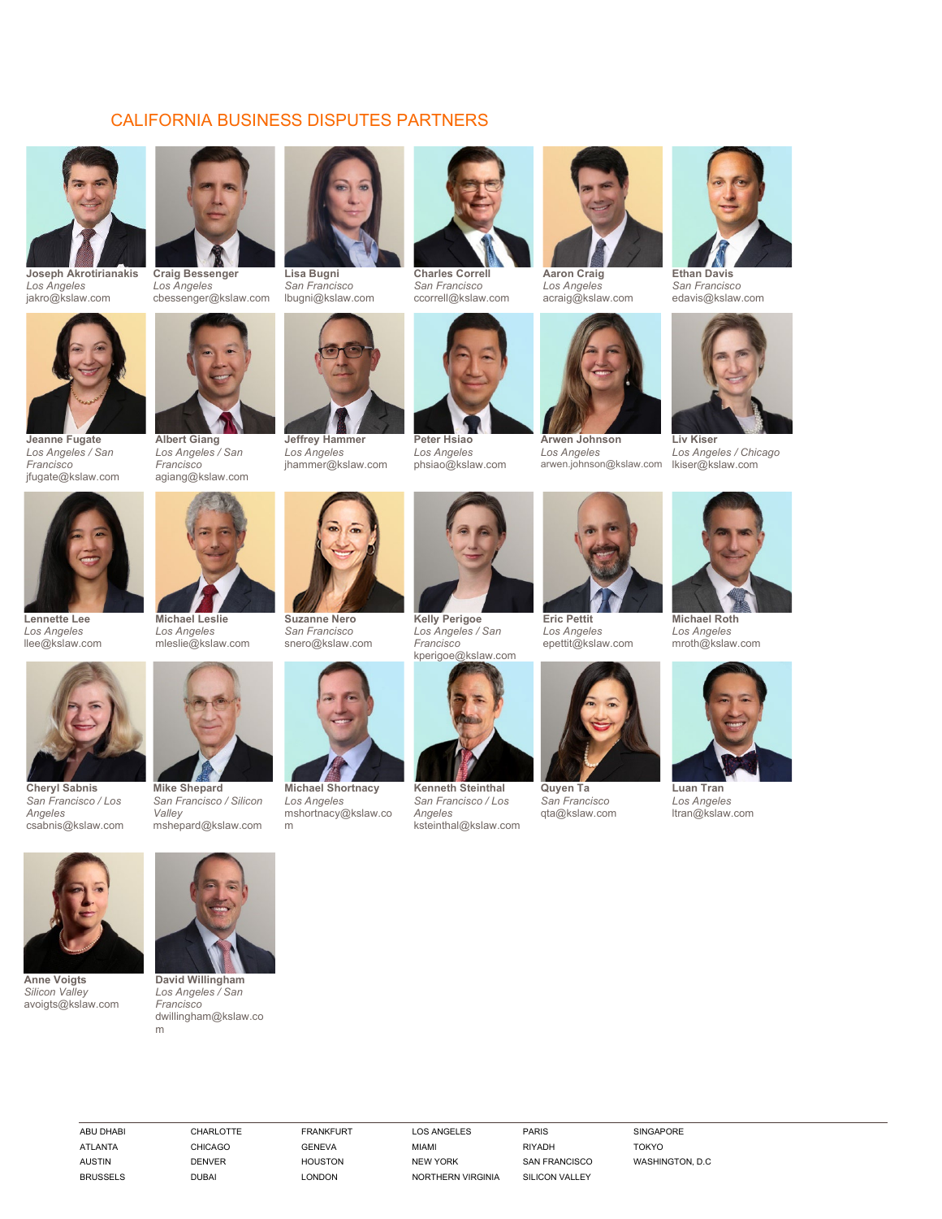## CALIFORNIA BUSINESS DISPUTES PARTNERS

**Joseph Akrotirianakis**
*Los Angeles*
jakro@kslaw.com

**Craig Bessenger**
*Los Angeles*
cbessenger@kslaw.com

**Lisa Bugni**
*San Francisco*
lbugni@kslaw.com

**Charles Correll**
*San Francisco*
ccorrell@kslaw.com

**Aaron Craig**
*Los Angeles*
acraig@kslaw.com

**Ethan Davis**
*San Francisco*
edavis@kslaw.com

**Jeanne Fugate**
*Los Angeles / San Francisco*
jfugate@kslaw.com

**Albert Giang**
*Los Angeles / San Francisco*
agiang@kslaw.com

**Jeffrey Hammer**
*Los Angeles*
jhammer@kslaw.com

**Peter Hsiao**
*Los Angeles*
phsiao@kslaw.com

**Arwen Johnson**
*Los Angeles*
arwen.johnson@kslaw.com

**Liv Kiser**
*Los Angeles / Chicago*
lkiser@kslaw.com

**Lennette Lee**
*Los Angeles*
llee@kslaw.com

**Michael Leslie**
*Los Angeles*
mleslie@kslaw.com

**Suzanne Nero**
*San Francisco*
snero@kslaw.com

**Kelly Perigoe**
*Los Angeles / San Francisco*
kperigoe@kslaw.com

**Eric Pettit**
*Los Angeles*
epettit@kslaw.com

**Michael Roth**
*Los Angeles*
mroth@kslaw.com

**Cheryl Sabnis**
*San Francisco / Los Angeles*
csabnis@kslaw.com

**Mike Shepard**
*San Francisco / Silicon Valley*
mshepard@kslaw.com

**Michael Shortnacy**
*Los Angeles*
mshortnacy@kslaw.com

**Kenneth Steinthal**
*San Francisco / Los Angeles*
ksteinthal@kslaw.com

**Quyen Ta**
*San Francisco*
qta@kslaw.com

**Luan Tran**
*Los Angeles*
ltran@kslaw.com

**Anne Voigts**
*Silicon Valley*
avoigts@kslaw.com

**David Willingham**
*Los Angeles / San Francisco*
dwillingham@kslaw.com

| | | | | | |
|---|---|---|---|---|---|
| ABU DHABI | CHARLOTTE | FRANKFURT | LOS ANGELES | PARIS | SINGAPORE |
| ATLANTA | CHICAGO | GENEVA | MIAMI | RIYADH | TOKYO |
| AUSTIN | DENVER | HOUSTON | NEW YORK | SAN FRANCISCO | WASHINGTON, D.C |
| BRUSSELS | DUBAI | LONDON | NORTHERN VIRGINIA | SILICON VALLEY | |